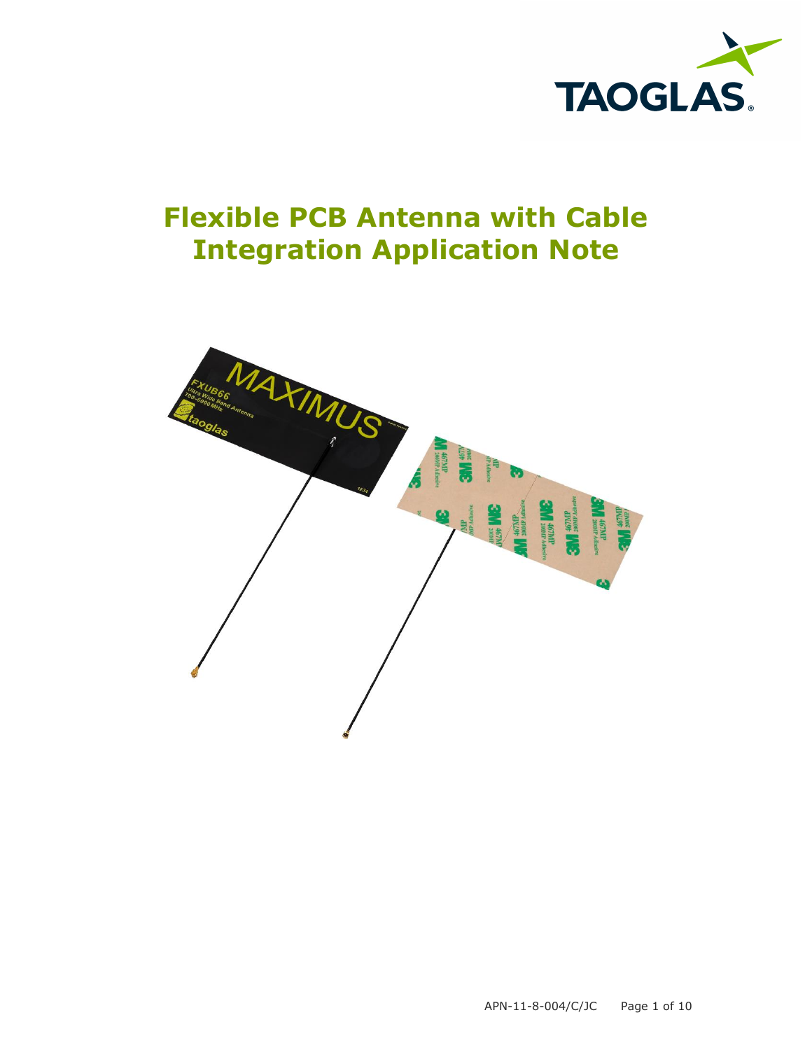# Flexible PCB Antenna with Cable Integration Application Note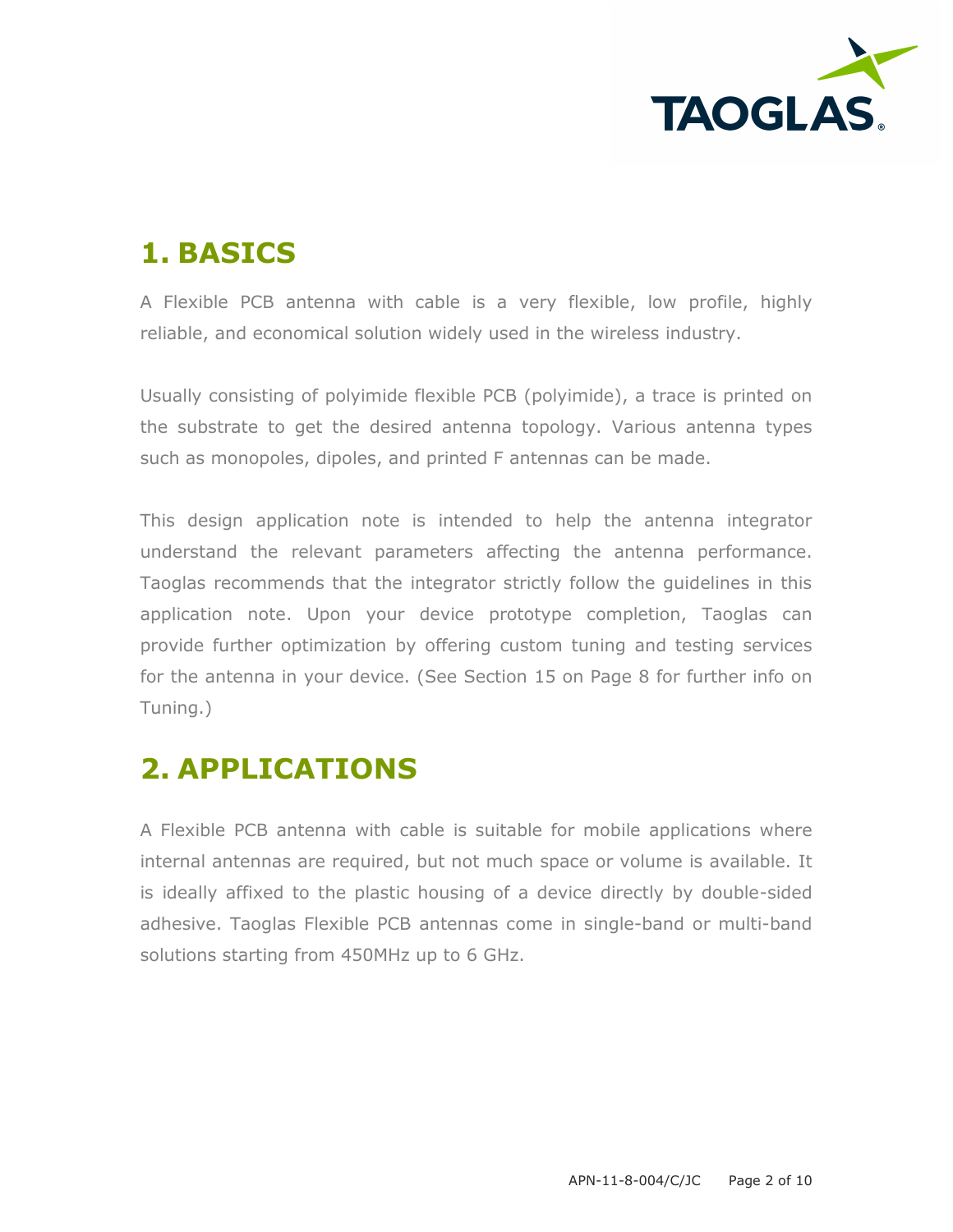# 1. BASICS

A Flexible PCB antenna with cable is a very flexible, low profile, highly reliable, and economical solution widely used in the wireless industry.

Usually consisting of polyimide flexible PCB (polyimide), a trace is printed on the substrate to get the desired antenna topology. Various antenna types such as monopoles, dipoles, and printed F antennas can be made.

This design application note is intended to help the antenna integrator understand the relevant parameters affecting the antenna performance. Taoglas recommends that the integrator strictly follow the guidelines in this application note. Upon your device prototype completion, Taoglas can provide further optimization by offering custom tuning and testing services for the antenna in your device. (See Section 15 on Page 8 for further info on Tuning.)

# 2. APPLICATIONS

A Flexible PCB antenna with cable is suitable for mobile applications where internal antennas are required, but not much space or volume is available. It is ideally affixed to the plastic housing of a device directly by double-sided adhesive. Taoglas Flexible PCB antennas come in single-band or multi-band solutions starting from 450MHz up to 6 GHz.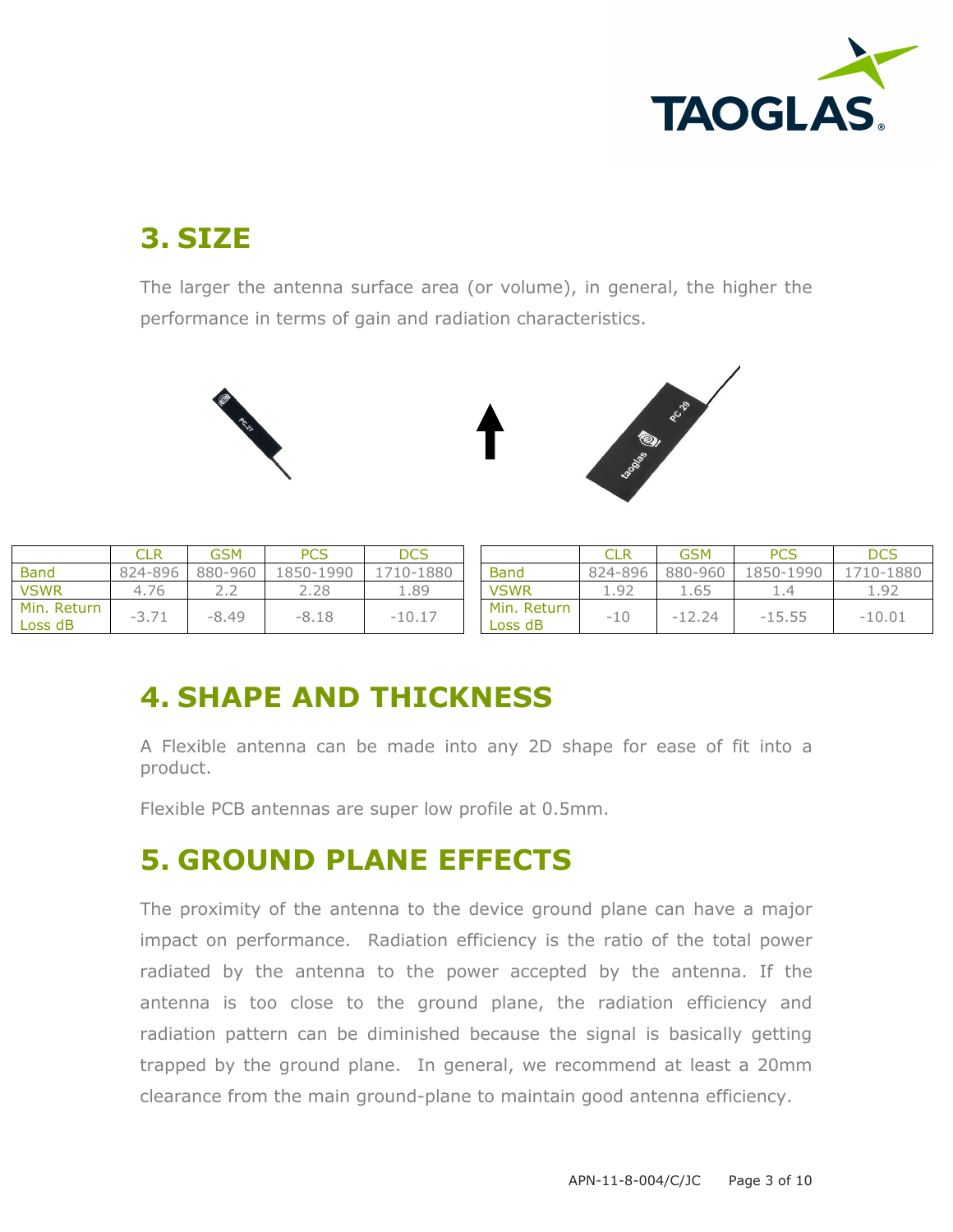## 3. SIZE

The larger the antenna surface area (or volume), in general, the higher the performance in terms of gain and radiation characteristics.

| | CLR | GSM | PCS | DCS |
|---|---|---|---|---|
| Band | 824-896 | 880-960 | 1850-1990 | 1710-1880 |
| VSWR | 4.76 | 2.2 | 2.28 | 1.89 |
| Min. Return Loss dB | -3.71 | -8.49 | -8.18 | -10.17 |

| | CLR | GSM | PCS | DCS |
|---|---|---|---|---|
| Band | 824-896 | 880-960 | 1850-1990 | 1710-1880 |
| VSWR | 1.92 | 1.65 | 1.4 | 1.92 |
| Min. Return Loss dB | -10 | -12.24 | -15.55 | -10.01 |

## 4. SHAPE AND THICKNESS

A Flexible antenna can be made into any 2D shape for ease of fit into a product.

Flexible PCB antennas are super low profile at 0.5mm.

## 5. GROUND PLANE EFFECTS

The proximity of the antenna to the device ground plane can have a major impact on performance. Radiation efficiency is the ratio of the total power radiated by the antenna to the power accepted by the antenna. If the antenna is too close to the ground plane, the radiation efficiency and radiation pattern can be diminished because the signal is basically getting trapped by the ground plane. In general, we recommend at least a 20mm clearance from the main ground-plane to maintain good antenna efficiency.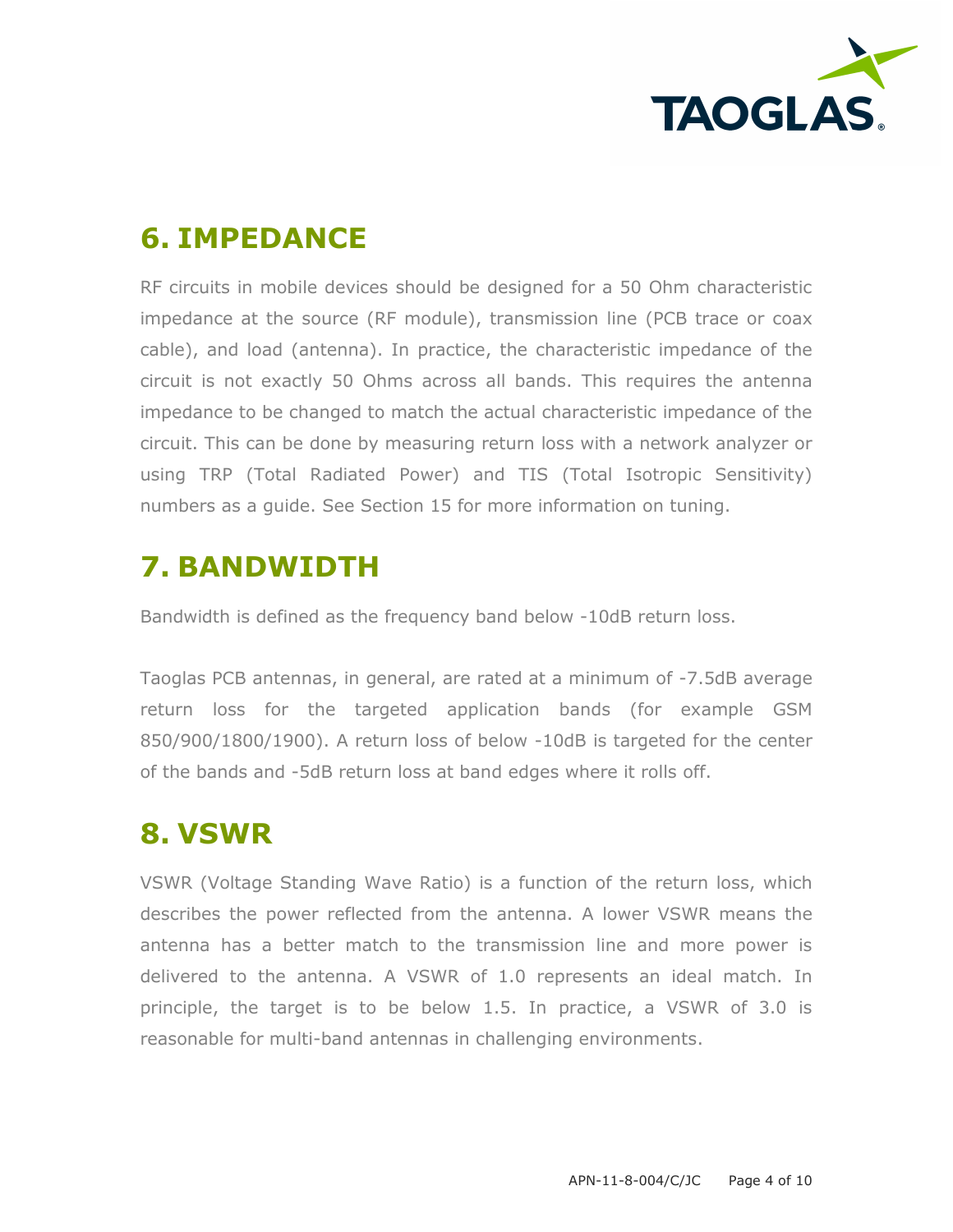## 6. IMPEDANCE

RF circuits in mobile devices should be designed for a 50 Ohm characteristic impedance at the source (RF module), transmission line (PCB trace or coax cable), and load (antenna). In practice, the characteristic impedance of the circuit is not exactly 50 Ohms across all bands. This requires the antenna impedance to be changed to match the actual characteristic impedance of the circuit. This can be done by measuring return loss with a network analyzer or using TRP (Total Radiated Power) and TIS (Total Isotropic Sensitivity) numbers as a guide. See Section 15 for more information on tuning.

## 7. BANDWIDTH

Bandwidth is defined as the frequency band below -10dB return loss.

Taoglas PCB antennas, in general, are rated at a minimum of -7.5dB average return loss for the targeted application bands (for example GSM 850/900/1800/1900). A return loss of below -10dB is targeted for the center of the bands and -5dB return loss at band edges where it rolls off.

## 8. VSWR

VSWR (Voltage Standing Wave Ratio) is a function of the return loss, which describes the power reflected from the antenna. A lower VSWR means the antenna has a better match to the transmission line and more power is delivered to the antenna. A VSWR of 1.0 represents an ideal match. In principle, the target is to be below 1.5. In practice, a VSWR of 3.0 is reasonable for multi-band antennas in challenging environments.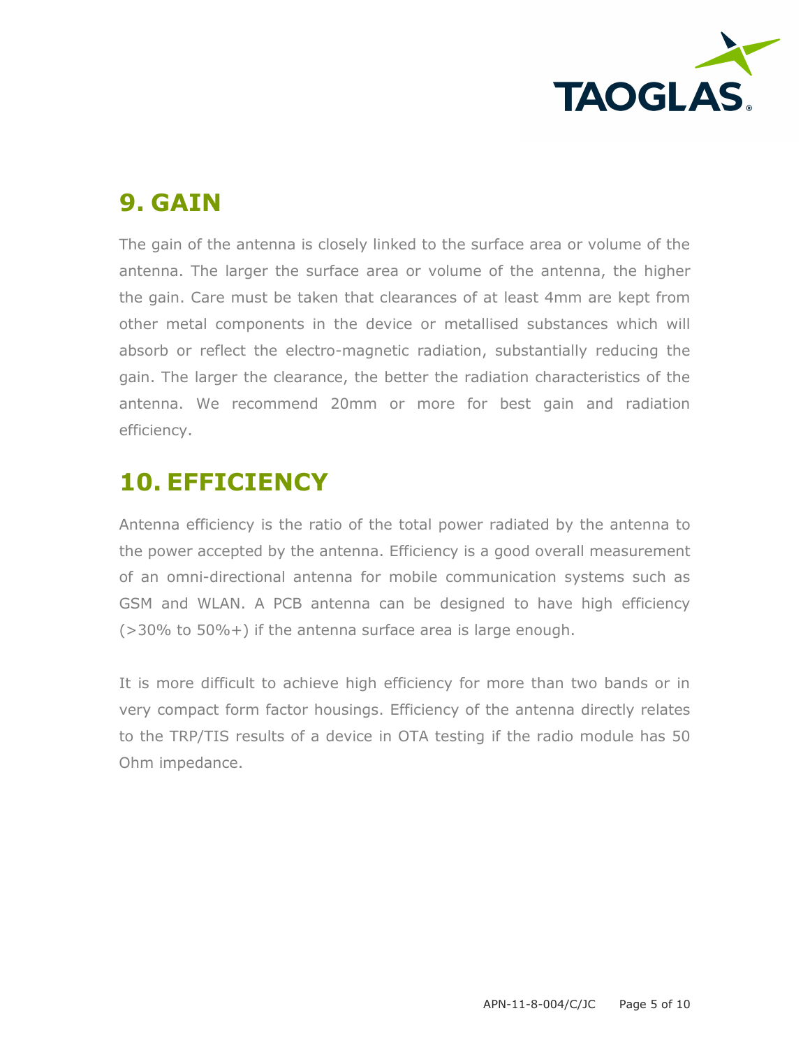## 9. GAIN

The gain of the antenna is closely linked to the surface area or volume of the antenna. The larger the surface area or volume of the antenna, the higher the gain. Care must be taken that clearances of at least 4mm are kept from other metal components in the device or metallised substances which will absorb or reflect the electro-magnetic radiation, substantially reducing the gain. The larger the clearance, the better the radiation characteristics of the antenna. We recommend 20mm or more for best gain and radiation efficiency.

## 10. EFFICIENCY

Antenna efficiency is the ratio of the total power radiated by the antenna to the power accepted by the antenna. Efficiency is a good overall measurement of an omni-directional antenna for mobile communication systems such as GSM and WLAN. A PCB antenna can be designed to have high efficiency (>30% to 50%+) if the antenna surface area is large enough.

It is more difficult to achieve high efficiency for more than two bands or in very compact form factor housings. Efficiency of the antenna directly relates to the TRP/TIS results of a device in OTA testing if the radio module has 50 Ohm impedance.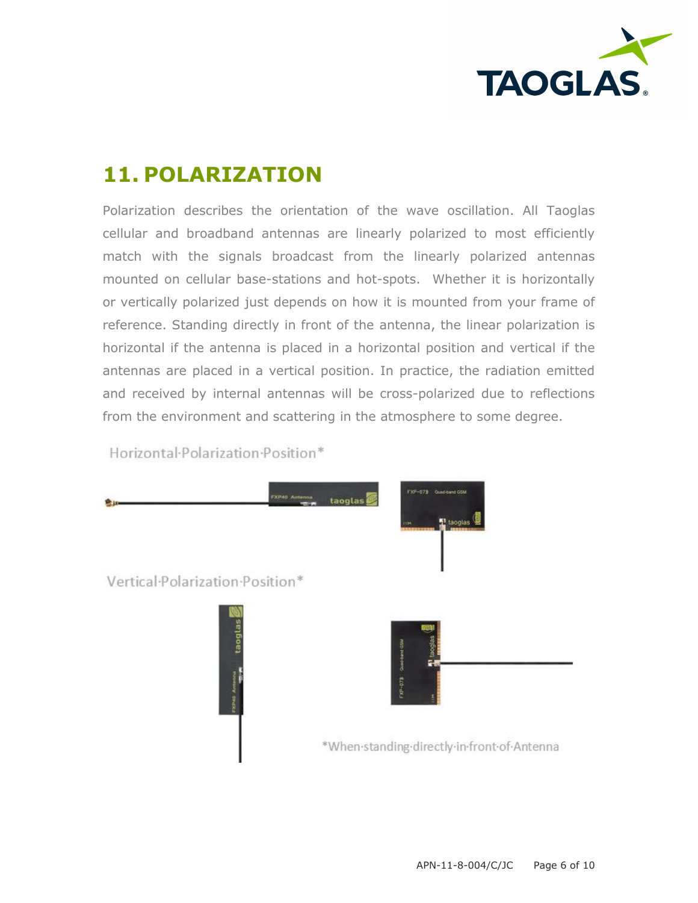## 11. POLARIZATION

Polarization describes the orientation of the wave oscillation. All Taoglas cellular and broadband antennas are linearly polarized to most efficiently match with the signals broadcast from the linearly polarized antennas mounted on cellular base-stations and hot-spots. Whether it is horizontally or vertically polarized just depends on how it is mounted from your frame of reference. Standing directly in front of the antenna, the linear polarization is horizontal if the antenna is placed in a horizontal position and vertical if the antennas are placed in a vertical position. In practice, the radiation emitted and received by internal antennas will be cross-polarized due to reflections from the environment and scattering in the atmosphere to some degree.

Horizontal Polarization Position*

Vertical Polarization Position*

*When standing directly in front of Antenna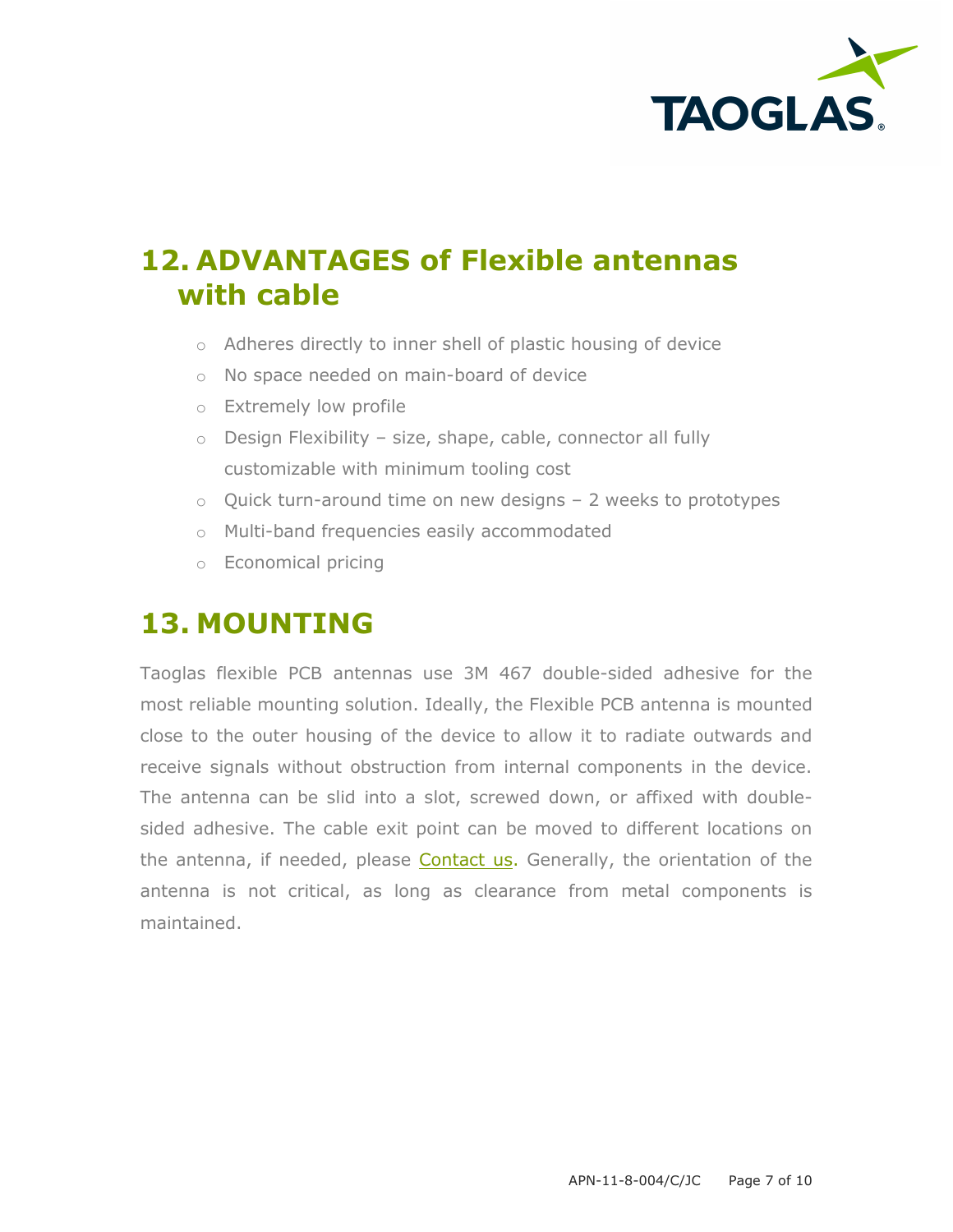## 12. ADVANTAGES of Flexible antennas with cable

- Adheres directly to inner shell of plastic housing of device
- No space needed on main-board of device
- Extremely low profile
- Design Flexibility – size, shape, cable, connector all fully customizable with minimum tooling cost
- Quick turn-around time on new designs – 2 weeks to prototypes
- Multi-band frequencies easily accommodated
- Economical pricing

## 13. MOUNTING

Taoglas flexible PCB antennas use 3M 467 double-sided adhesive for the most reliable mounting solution. Ideally, the Flexible PCB antenna is mounted close to the outer housing of the device to allow it to radiate outwards and receive signals without obstruction from internal components in the device. The antenna can be slid into a slot, screwed down, or affixed with double-sided adhesive. The cable exit point can be moved to different locations on the antenna, if needed, please Contact us. Generally, the orientation of the antenna is not critical, as long as clearance from metal components is maintained.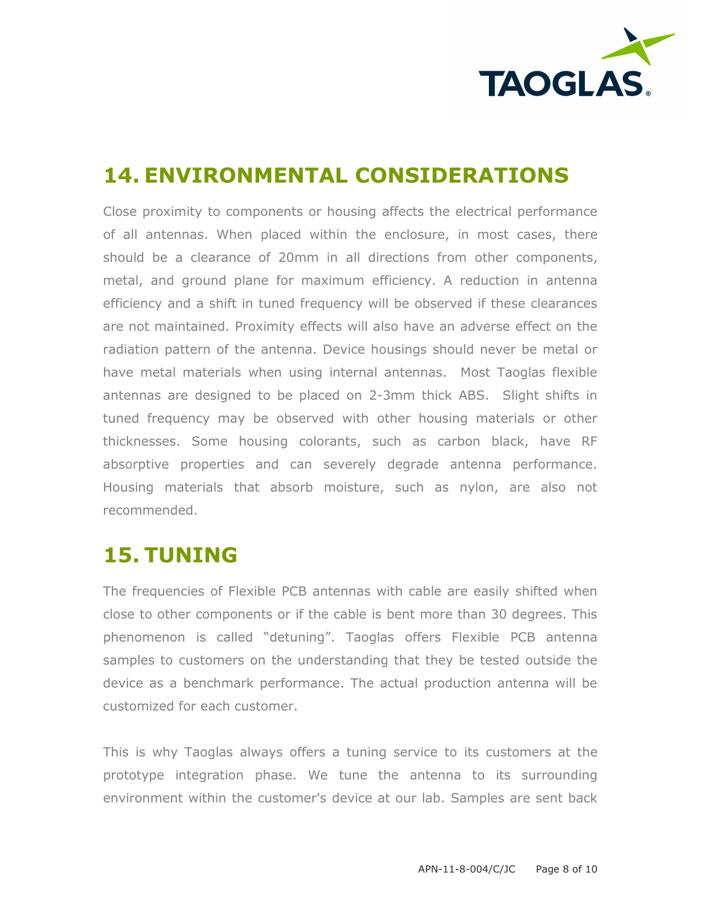## 14. ENVIRONMENTAL CONSIDERATIONS

Close proximity to components or housing affects the electrical performance of all antennas. When placed within the enclosure, in most cases, there should be a clearance of 20mm in all directions from other components, metal, and ground plane for maximum efficiency. A reduction in antenna efficiency and a shift in tuned frequency will be observed if these clearances are not maintained. Proximity effects will also have an adverse effect on the radiation pattern of the antenna. Device housings should never be metal or have metal materials when using internal antennas. Most Taoglas flexible antennas are designed to be placed on 2-3mm thick ABS. Slight shifts in tuned frequency may be observed with other housing materials or other thicknesses. Some housing colorants, such as carbon black, have RF absorptive properties and can severely degrade antenna performance. Housing materials that absorb moisture, such as nylon, are also not recommended.

## 15. TUNING

The frequencies of Flexible PCB antennas with cable are easily shifted when close to other components or if the cable is bent more than 30 degrees. This phenomenon is called “detuning”. Taoglas offers Flexible PCB antenna samples to customers on the understanding that they be tested outside the device as a benchmark performance. The actual production antenna will be customized for each customer.

This is why Taoglas always offers a tuning service to its customers at the prototype integration phase. We tune the antenna to its surrounding environment within the customer's device at our lab. Samples are sent back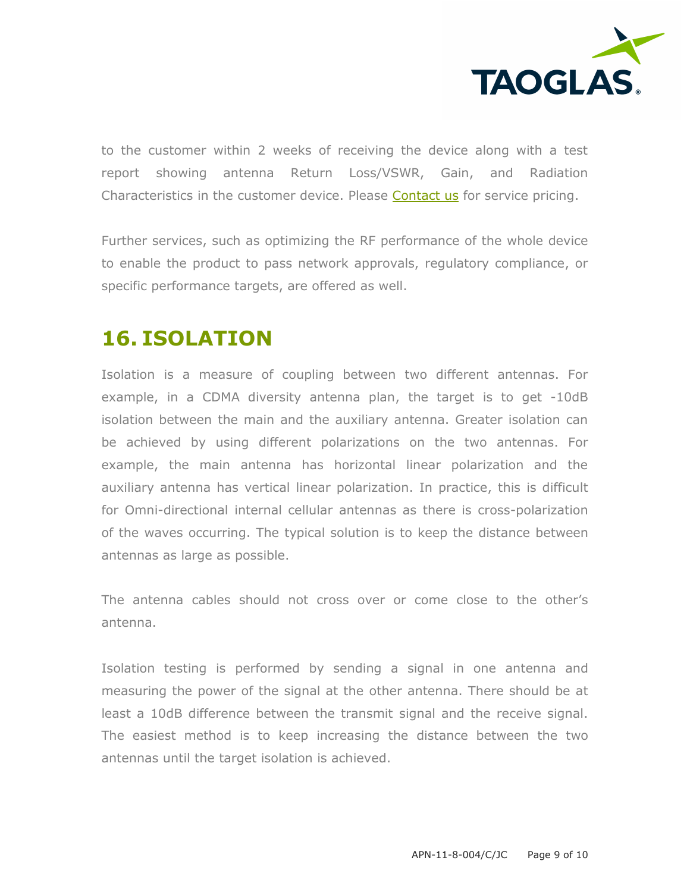to the customer within 2 weeks of receiving the device along with a test report showing antenna Return Loss/VSWR, Gain, and Radiation Characteristics in the customer device. Please [Contact us] for service pricing.

Further services, such as optimizing the RF performance of the whole device to enable the product to pass network approvals, regulatory compliance, or specific performance targets, are offered as well.

## 16. ISOLATION

Isolation is a measure of coupling between two different antennas. For example, in a CDMA diversity antenna plan, the target is to get -10dB isolation between the main and the auxiliary antenna. Greater isolation can be achieved by using different polarizations on the two antennas. For example, the main antenna has horizontal linear polarization and the auxiliary antenna has vertical linear polarization. In practice, this is difficult for Omni-directional internal cellular antennas as there is cross-polarization of the waves occurring. The typical solution is to keep the distance between antennas as large as possible.

The antenna cables should not cross over or come close to the other's antenna.

Isolation testing is performed by sending a signal in one antenna and measuring the power of the signal at the other antenna. There should be at least a 10dB difference between the transmit signal and the receive signal. The easiest method is to keep increasing the distance between the two antennas until the target isolation is achieved.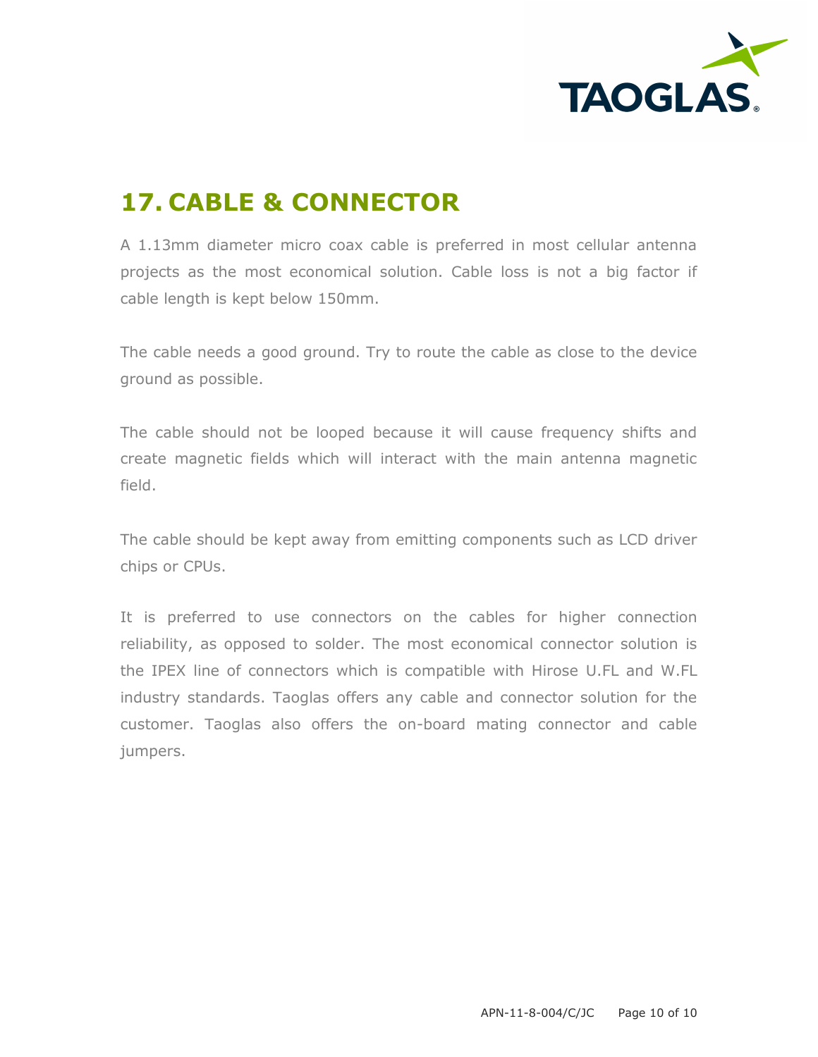## 17. CABLE & CONNECTOR

A 1.13mm diameter micro coax cable is preferred in most cellular antenna projects as the most economical solution. Cable loss is not a big factor if cable length is kept below 150mm.

The cable needs a good ground. Try to route the cable as close to the device ground as possible.

The cable should not be looped because it will cause frequency shifts and create magnetic fields which will interact with the main antenna magnetic field.

The cable should be kept away from emitting components such as LCD driver chips or CPUs.

It is preferred to use connectors on the cables for higher connection reliability, as opposed to solder. The most economical connector solution is the IPEX line of connectors which is compatible with Hirose U.FL and W.FL industry standards. Taoglas offers any cable and connector solution for the customer. Taoglas also offers the on-board mating connector and cable jumpers.